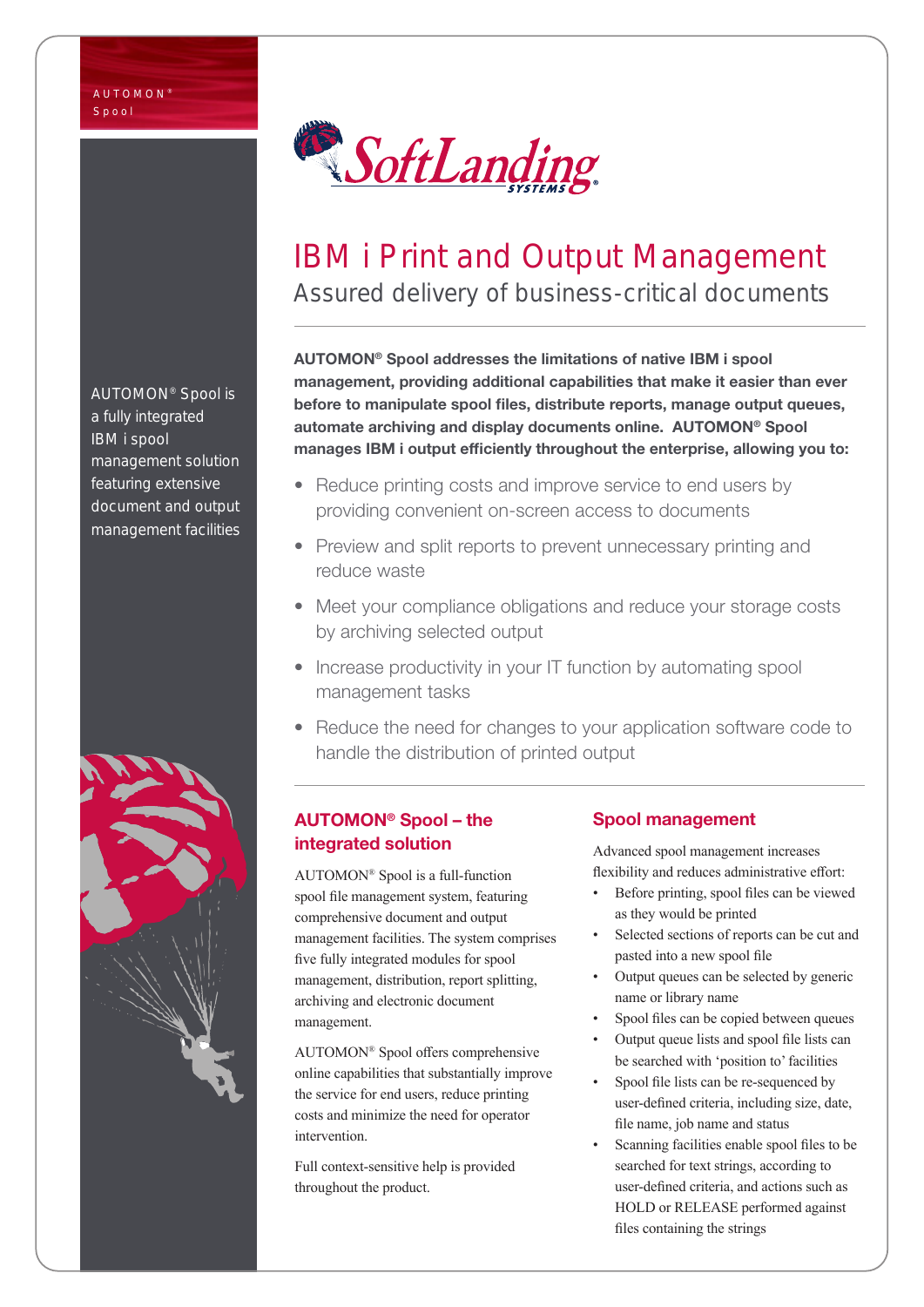AUTOMON®
Spool

SoftLanding SYSTEMS

# IBM i Print and Output Management

## Assured delivery of business-critical documents

AUTOMON® Spool is a fully integrated IBM i spool management solution featuring extensive document and output management facilities

**AUTOMON® Spool addresses the limitations of native IBM i spool management, providing additional capabilities that make it easier than ever before to manipulate spool files, distribute reports, manage output queues, automate archiving and display documents online. AUTOMON® Spool manages IBM i output efficiently throughout the enterprise, allowing you to:**

- Reduce printing costs and improve service to end users by providing convenient on-screen access to documents
- Preview and split reports to prevent unnecessary printing and reduce waste
- Meet your compliance obligations and reduce your storage costs by archiving selected output
- Increase productivity in your IT function by automating spool management tasks
- Reduce the need for changes to your application software code to handle the distribution of printed output

### AUTOMON® Spool – the integrated solution

AUTOMON® Spool is a full-function spool file management system, featuring comprehensive document and output management facilities. The system comprises five fully integrated modules for spool management, distribution, report splitting, archiving and electronic document management.

AUTOMON® Spool offers comprehensive online capabilities that substantially improve the service for end users, reduce printing costs and minimize the need for operator intervention.

Full context-sensitive help is provided throughout the product.

### Spool management

Advanced spool management increases flexibility and reduces administrative effort:

- Before printing, spool files can be viewed as they would be printed
- Selected sections of reports can be cut and pasted into a new spool file
- Output queues can be selected by generic name or library name
- Spool files can be copied between queues
- Output queue lists and spool file lists can be searched with 'position to' facilities
- Spool file lists can be re-sequenced by user-defined criteria, including size, date, file name, job name and status
- Scanning facilities enable spool files to be searched for text strings, according to user-defined criteria, and actions such as HOLD or RELEASE performed against files containing the strings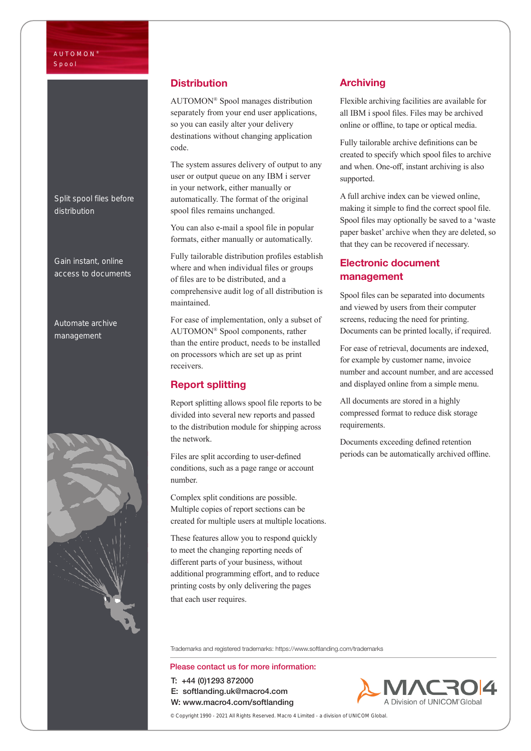AUTOMON®
Spool

Split spool files before distribution

Gain instant, online access to documents

Automate archive management

## Distribution

AUTOMON® Spool manages distribution separately from your end user applications, so you can easily alter your delivery destinations without changing application code.

The system assures delivery of output to any user or output queue on any IBM i server in your network, either manually or automatically. The format of the original spool files remains unchanged.

You can also e-mail a spool file in popular formats, either manually or automatically.

Fully tailorable distribution profiles establish where and when individual files or groups of files are to be distributed, and a comprehensive audit log of all distribution is maintained.

For ease of implementation, only a subset of AUTOMON® Spool components, rather than the entire product, needs to be installed on processors which are set up as print receivers.

## Report splitting

Report splitting allows spool file reports to be divided into several new reports and passed to the distribution module for shipping across the network.

Files are split according to user-defined conditions, such as a page range or account number.

Complex split conditions are possible. Multiple copies of report sections can be created for multiple users at multiple locations.

These features allow you to respond quickly to meet the changing reporting needs of different parts of your business, without additional programming effort, and to reduce printing costs by only delivering the pages that each user requires.

## Archiving

Flexible archiving facilities are available for all IBM i spool files. Files may be archived online or offline, to tape or optical media.

Fully tailorable archive definitions can be created to specify which spool files to archive and when. One-off, instant archiving is also supported.

A full archive index can be viewed online, making it simple to find the correct spool file. Spool files may optionally be saved to a 'waste paper basket' archive when they are deleted, so that they can be recovered if necessary.

## Electronic document management

Spool files can be separated into documents and viewed by users from their computer screens, reducing the need for printing. Documents can be printed locally, if required.

For ease of retrieval, documents are indexed, for example by customer name, invoice number and account number, and are accessed and displayed online from a simple menu.

All documents are stored in a highly compressed format to reduce disk storage requirements.

Documents exceeding defined retention periods can be automatically archived offline.

Trademarks and registered trademarks: https://www.softlanding.com/trademarks

**Please contact us for more information:**

T: +44 (0)1293 872000
E: softlanding.uk@macro4.com
W: www.macro4.com/softlanding

MACRO 4 — A Division of UNICOM® Global

© Copyright 1990 - 2021 All Rights Reserved. Macro 4 Limited - a division of UNICOM Global.